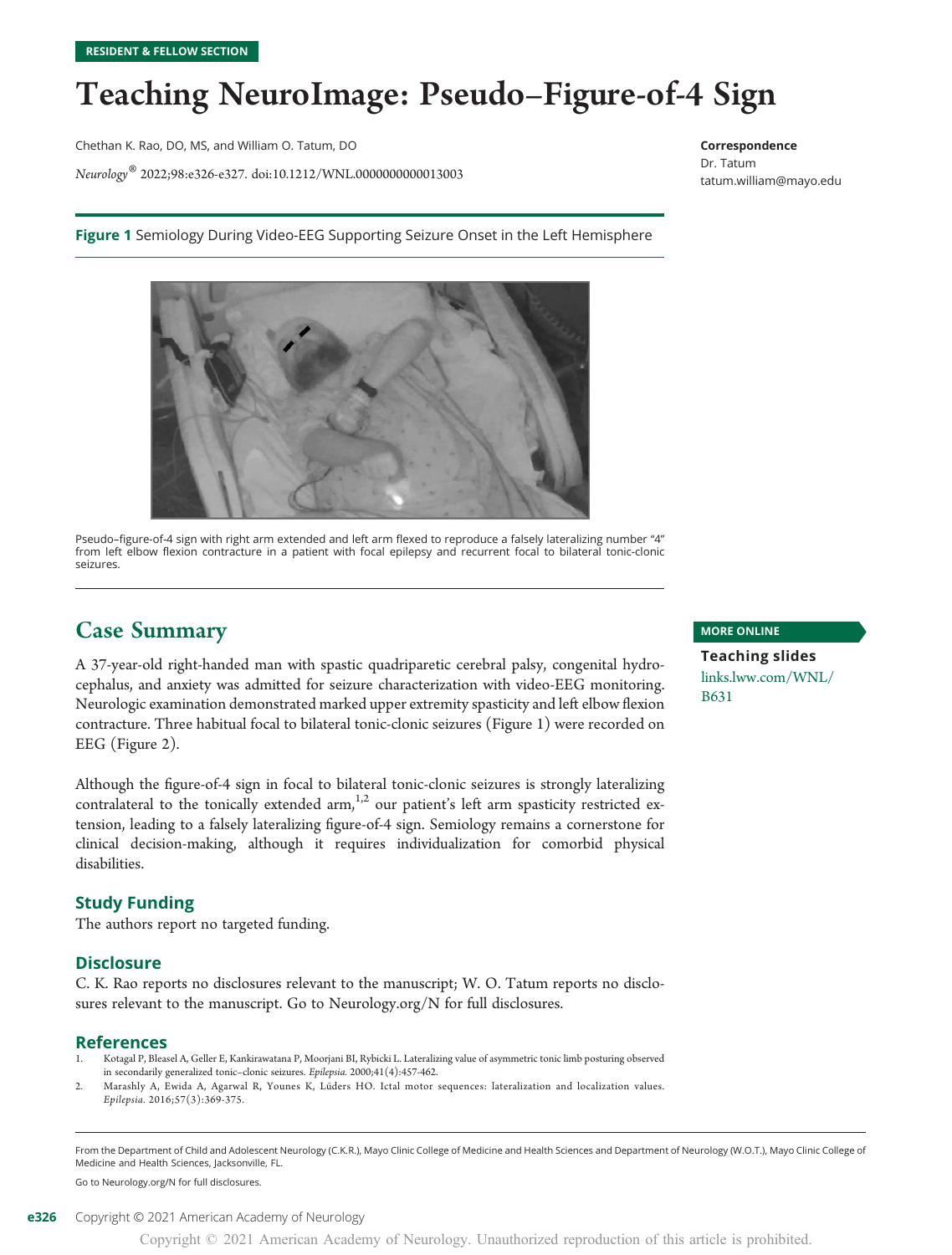RESIDENT & FELLOW SECTION

# Teaching NeuroImage: Pseudo–Figure-of-4 Sign

Chethan K. Rao, DO, MS, and William O. Tatum, DO

*Neurology*® 2022;98:e326-e327. doi:10.1212/WNL.0000000000013003

**Correspondence**
Dr. Tatum
tatum.william@mayo.edu

**Figure 1** Semiology During Video-EEG Supporting Seizure Onset in the Left Hemisphere

Pseudo–figure-of-4 sign with right arm extended and left arm flexed to reproduce a falsely lateralizing number "4" from left elbow flexion contracture in a patient with focal epilepsy and recurrent focal to bilateral tonic-clonic seizures.

## Case Summary

A 37-year-old right-handed man with spastic quadriparetic cerebral palsy, congenital hydrocephalus, and anxiety was admitted for seizure characterization with video-EEG monitoring. Neurologic examination demonstrated marked upper extremity spasticity and left elbow flexion contracture. Three habitual focal to bilateral tonic-clonic seizures (Figure 1) were recorded on EEG (Figure 2).

Although the figure-of-4 sign in focal to bilateral tonic-clonic seizures is strongly lateralizing contralateral to the tonically extended arm,[1,2] our patient's left arm spasticity restricted extension, leading to a falsely lateralizing figure-of-4 sign. Semiology remains a cornerstone for clinical decision-making, although it requires individualization for comorbid physical disabilities.

**MORE ONLINE**

**Teaching slides**
links.lww.com/WNL/B631

### Study Funding

The authors report no targeted funding.

### Disclosure

C. K. Rao reports no disclosures relevant to the manuscript; W. O. Tatum reports no disclosures relevant to the manuscript. Go to Neurology.org/N for full disclosures.

### References

1. Kotagal P, Bleasel A, Geller E, Kankirawatana P, Moorjani BI, Rybicki L. Lateralizing value of asymmetric tonic limb posturing observed in secondarily generalized tonic–clonic seizures. *Epilepsia*. 2000;41(4):457-462.
2. Marashly A, Ewida A, Agarwal R, Younes K, Lüders HO. Ictal motor sequences: lateralization and localization values. *Epilepsia*. 2016;57(3):369-375.

From the Department of Child and Adolescent Neurology (C.K.R.), Mayo Clinic College of Medicine and Health Sciences and Department of Neurology (W.O.T.), Mayo Clinic College of Medicine and Health Sciences, Jacksonville, FL.

Go to Neurology.org/N for full disclosures.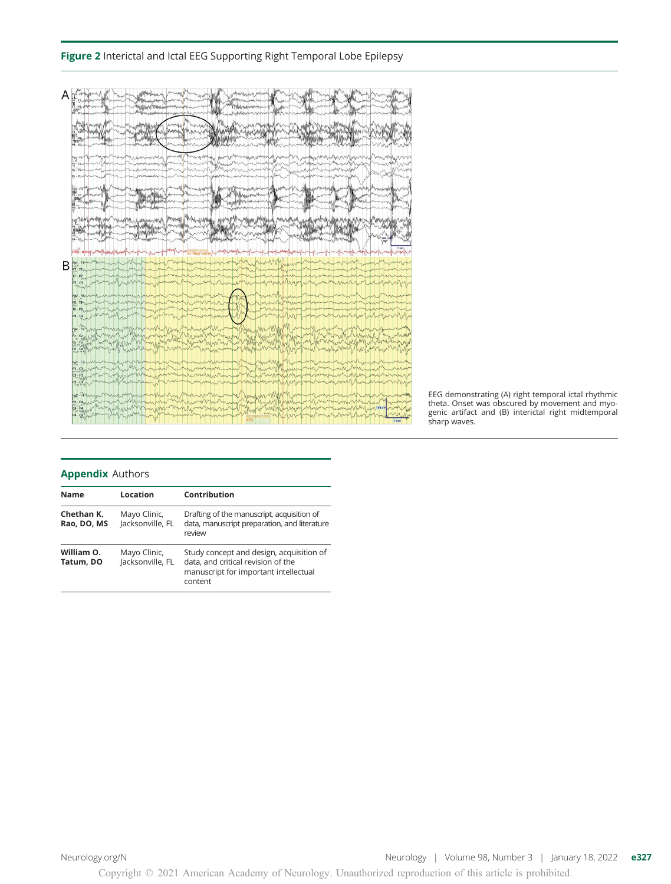**Figure 2** Interictal and Ictal EEG Supporting Right Temporal Lobe Epilepsy

EEG demonstrating (A) right temporal ictal rhythmic theta. Onset was obscured by movement and myogenic artifact and (B) interictal right midtemporal sharp waves.

## Appendix Authors

| Name | Location | Contribution |
| --- | --- | --- |
| **Chethan K. Rao, DO, MS** | Mayo Clinic, Jacksonville, FL | Drafting of the manuscript, acquisition of data, manuscript preparation, and literature review |
| **William O. Tatum, DO** | Mayo Clinic, Jacksonville, FL | Study concept and design, acquisition of data, and critical revision of the manuscript for important intellectual content |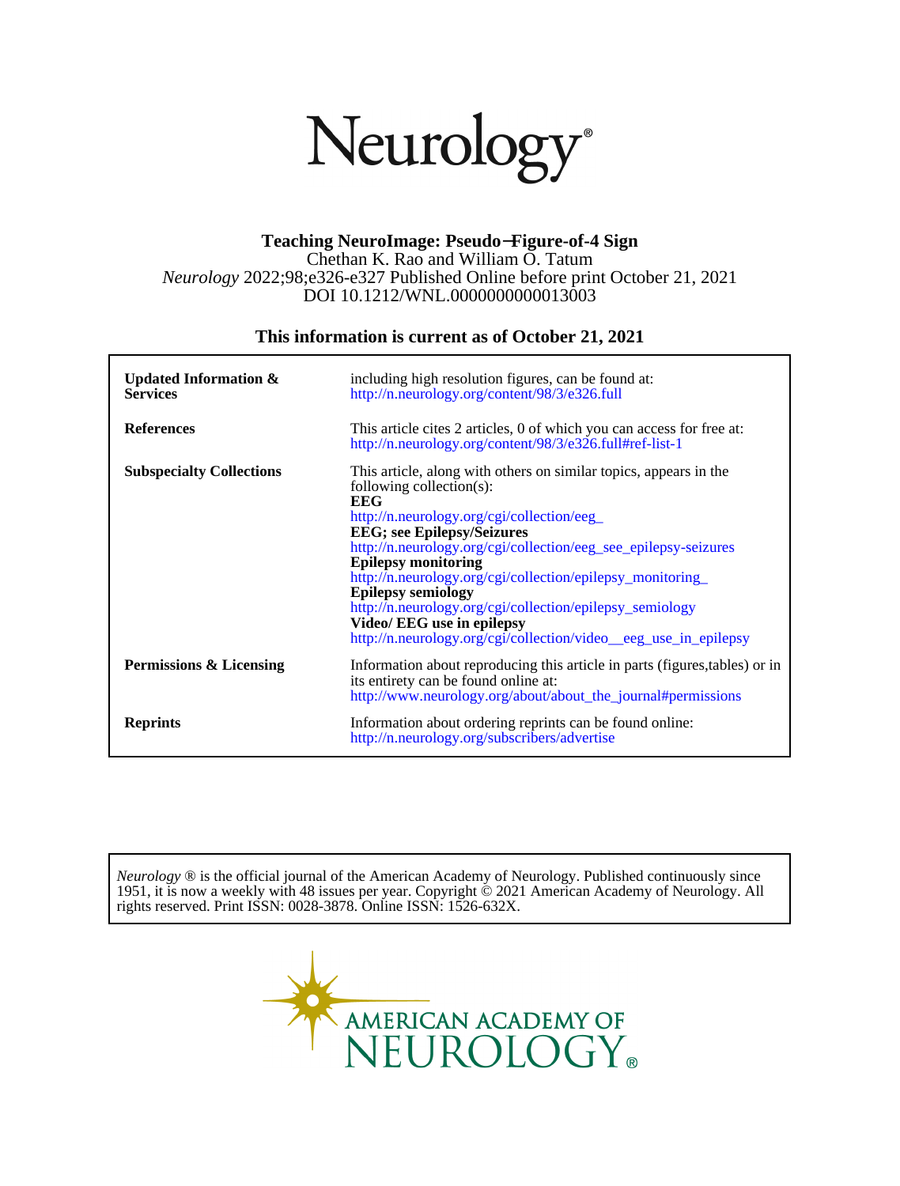# Neurology®

**Teaching NeuroImage: Pseudo–Figure-of-4 Sign**
Chethan K. Rao and William O. Tatum
*Neurology* 2022;98;e326-e327 Published Online before print October 21, 2021
DOI 10.1212/WNL.0000000000013003

**This information is current as of October 21, 2021**

| | |
|---|---|
| **Updated Information & Services** | including high resolution figures, can be found at: http://n.neurology.org/content/98/3/e326.full |
| **References** | This article cites 2 articles, 0 of which you can access for free at: http://n.neurology.org/content/98/3/e326.full#ref-list-1 |
| **Subspecialty Collections** | This article, along with others on similar topics, appears in the following collection(s): **EEG** http://n.neurology.org/cgi/collection/eeg_ **EEG; see Epilepsy/Seizures** http://n.neurology.org/cgi/collection/eeg_see_epilepsy-seizures **Epilepsy monitoring** http://n.neurology.org/cgi/collection/epilepsy_monitoring_ **Epilepsy semiology** http://n.neurology.org/cgi/collection/epilepsy_semiology **Video/ EEG use in epilepsy** http://n.neurology.org/cgi/collection/video__eeg_use_in_epilepsy |
| **Permissions & Licensing** | Information about reproducing this article in parts (figures,tables) or in its entirety can be found online at: http://www.neurology.org/about/about_the_journal#permissions |
| **Reprints** | Information about ordering reprints can be found online: http://n.neurology.org/subscribers/advertise |

*Neurology* ® is the official journal of the American Academy of Neurology. Published continuously since 1951, it is now a weekly with 48 issues per year. Copyright © 2021 American Academy of Neurology. All rights reserved. Print ISSN: 0028-3878. Online ISSN: 1526-632X.

AMERICAN ACADEMY OF NEUROLOGY®